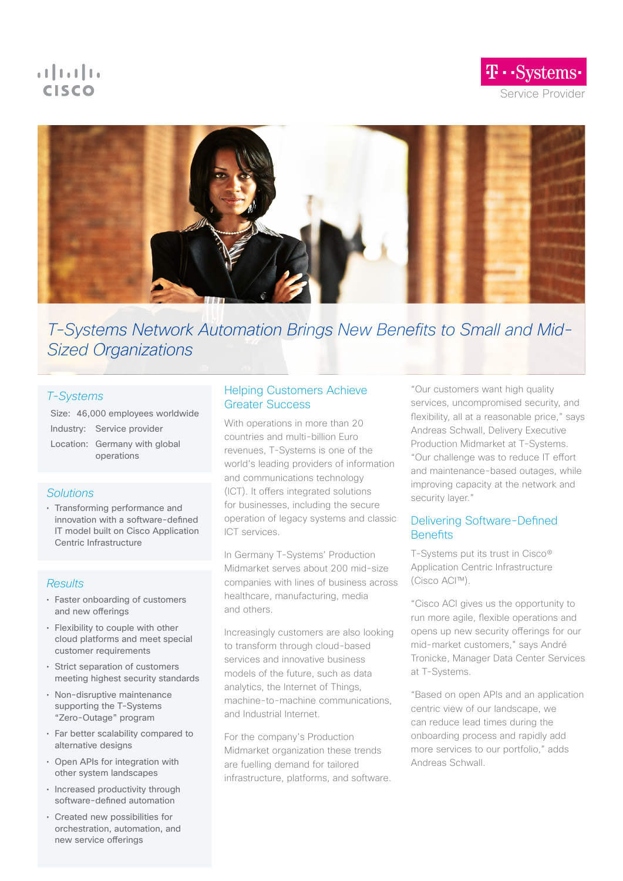T-Systems Service Provider

# T-Systems Network Automation Brings New Benefits to Small and Mid-Sized Organizations

## T-Systems

Size: 46,000 employees worldwide

Industry: Service provider

Location: Germany with global operations

## Solutions

- Transforming performance and innovation with a software-defined IT model built on Cisco Application Centric Infrastructure

## Results

- Faster onboarding of customers and new offerings
- Flexibility to couple with other cloud platforms and meet special customer requirements
- Strict separation of customers meeting highest security standards
- Non-disruptive maintenance supporting the T-Systems "Zero-Outage" program
- Far better scalability compared to alternative designs
- Open APIs for integration with other system landscapes
- Increased productivity through software-defined automation
- Created new possibilities for orchestration, automation, and new service offerings

## Helping Customers Achieve Greater Success

With operations in more than 20 countries and multi-billion Euro revenues, T-Systems is one of the world's leading providers of information and communications technology (ICT). It offers integrated solutions for businesses, including the secure operation of legacy systems and classic ICT services.

In Germany T-Systems' Production Midmarket serves about 200 mid-size companies with lines of business across healthcare, manufacturing, media and others.

Increasingly customers are also looking to transform through cloud-based services and innovative business models of the future, such as data analytics, the Internet of Things, machine-to-machine communications, and Industrial Internet.

For the company's Production Midmarket organization these trends are fuelling demand for tailored infrastructure, platforms, and software.

"Our customers want high quality services, uncompromised security, and flexibility, all at a reasonable price," says Andreas Schwall, Delivery Executive Production Midmarket at T-Systems. "Our challenge was to reduce IT effort and maintenance-based outages, while improving capacity at the network and security layer."

## Delivering Software-Defined Benefits

T-Systems put its trust in Cisco® Application Centric Infrastructure (Cisco ACI™).

"Cisco ACI gives us the opportunity to run more agile, flexible operations and opens up new security offerings for our mid-market customers," says André Tronicke, Manager Data Center Services at T-Systems.

"Based on open APIs and an application centric view of our landscape, we can reduce lead times during the onboarding process and rapidly add more services to our portfolio," adds Andreas Schwall.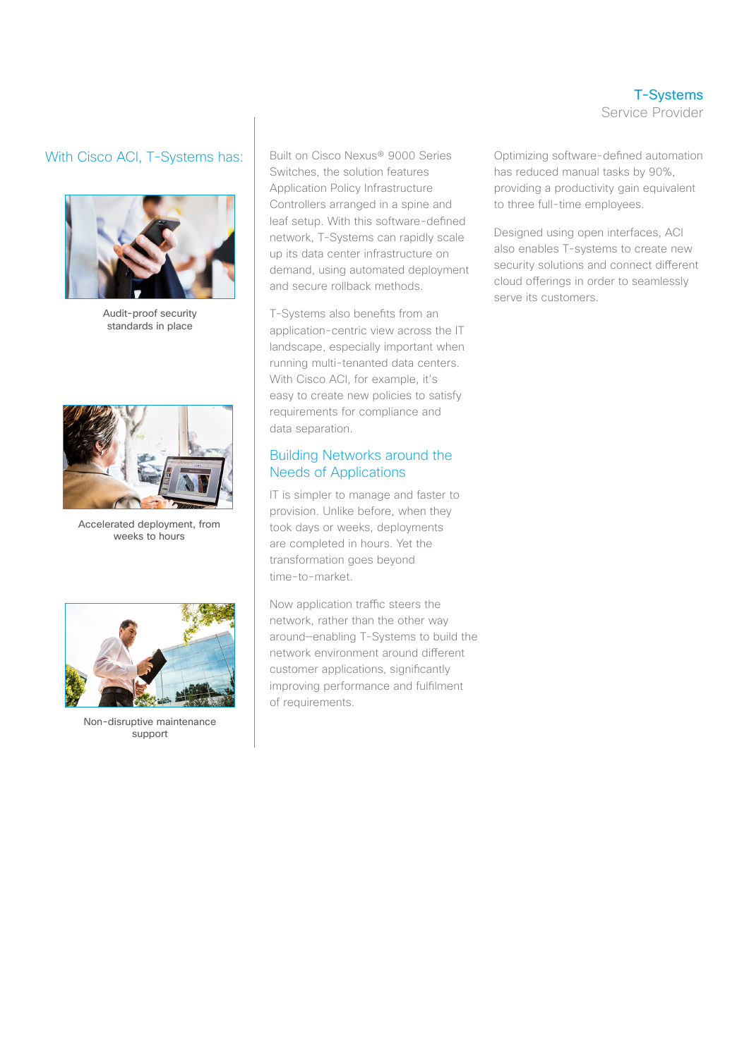## With Cisco ACI, T-Systems has:

Audit-proof security standards in place

Accelerated deployment, from weeks to hours

Non-disruptive maintenance support

Built on Cisco Nexus® 9000 Series Switches, the solution features Application Policy Infrastructure Controllers arranged in a spine and leaf setup. With this software-defined network, T-Systems can rapidly scale up its data center infrastructure on demand, using automated deployment and secure rollback methods.

T-Systems also benefits from an application-centric view across the IT landscape, especially important when running multi-tenanted data centers. With Cisco ACI, for example, it's easy to create new policies to satisfy requirements for compliance and data separation.

## Building Networks around the Needs of Applications

IT is simpler to manage and faster to provision. Unlike before, when they took days or weeks, deployments are completed in hours. Yet the transformation goes beyond time-to-market.

Now application traffic steers the network, rather than the other way around–enabling T-Systems to build the network environment around different customer applications, significantly improving performance and fulfilment of requirements.

Optimizing software-defined automation has reduced manual tasks by 90%, providing a productivity gain equivalent to three full-time employees.

Designed using open interfaces, ACI also enables T-systems to create new security solutions and connect different cloud offerings in order to seamlessly serve its customers.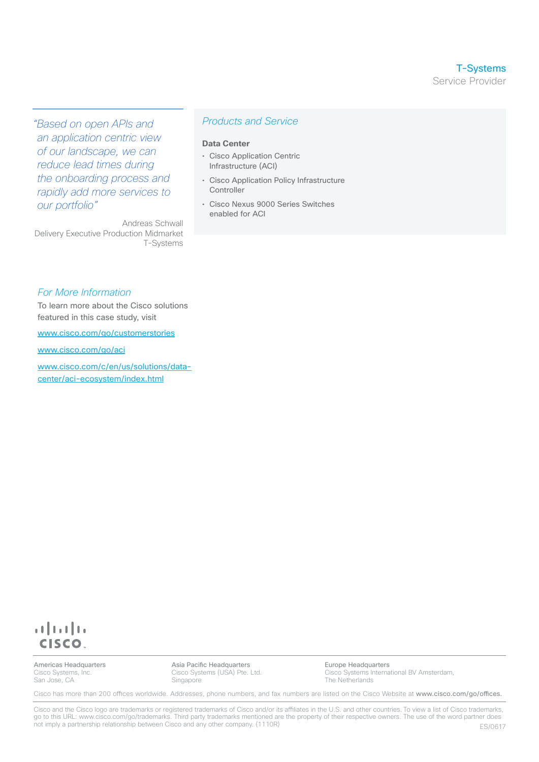T-Systems
Service Provider

*"Based on open APIs and an application centric view of our landscape, we can reduce lead times during the onboarding process and rapidly add more services to our portfolio"*

Andreas Schwall
Delivery Executive Production Midmarket
T-Systems

## Products and Service

**Data Center**

- Cisco Application Centric Infrastructure (ACI)
- Cisco Application Policy Infrastructure Controller
- Cisco Nexus 9000 Series Switches enabled for ACI

## For More Information

To learn more about the Cisco solutions featured in this case study, visit

www.cisco.com/go/customerstories

www.cisco.com/go/aci

www.cisco.com/c/en/us/solutions/data-center/aci-ecosystem/index.html

Americas Headquarters
Cisco Systems, Inc.
San Jose, CA

Asia Pacific Headquarters
Cisco Systems (USA) Pte. Ltd.
Singapore

Europe Headquarters
Cisco Systems International BV Amsterdam,
The Netherlands

Cisco has more than 200 offices worldwide. Addresses, phone numbers, and fax numbers are listed on the Cisco Website at www.cisco.com/go/offices.

Cisco and the Cisco logo are trademarks or registered trademarks of Cisco and/or its affiliates in the U.S. and other countries. To view a list of Cisco trademarks, go to this URL: www.cisco.com/go/trademarks. Third party trademarks mentioned are the property of their respective owners. The use of the word partner does not imply a partnership relationship between Cisco and any other company. (1110R)

ES/0617